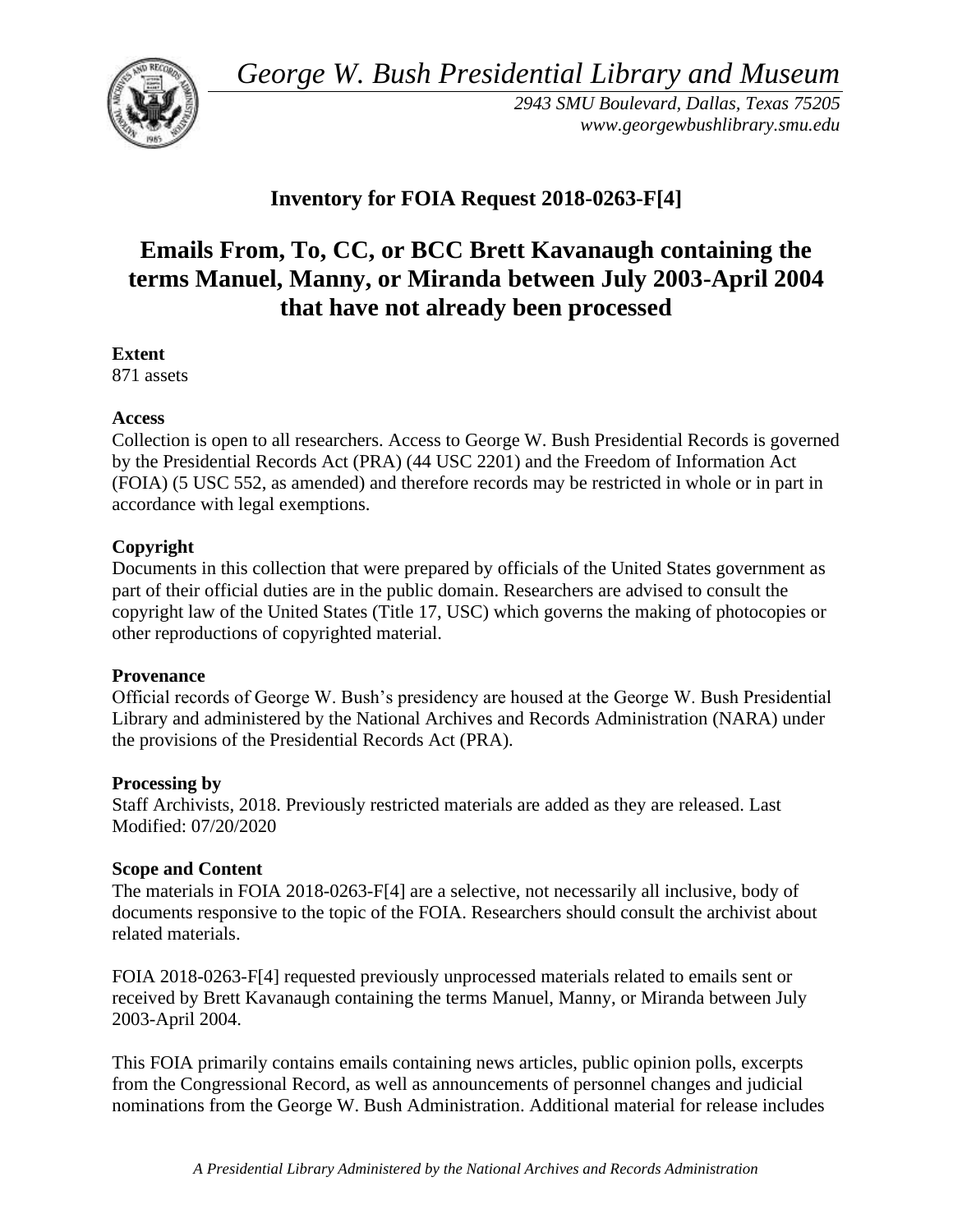*George W. Bush Presidential Library and Museum*

*2943 SMU Boulevard, Dallas, Texas 75205*
*www.georgewbushlibrary.smu.edu*

## Inventory for FOIA Request 2018-0263-F[4]

# Emails From, To, CC, or BCC Brett Kavanaugh containing the terms Manuel, Manny, or Miranda between July 2003-April 2004 that have not already been processed

**Extent**
871 assets

**Access**
Collection is open to all researchers. Access to George W. Bush Presidential Records is governed by the Presidential Records Act (PRA) (44 USC 2201) and the Freedom of Information Act (FOIA) (5 USC 552, as amended) and therefore records may be restricted in whole or in part in accordance with legal exemptions.

**Copyright**
Documents in this collection that were prepared by officials of the United States government as part of their official duties are in the public domain. Researchers are advised to consult the copyright law of the United States (Title 17, USC) which governs the making of photocopies or other reproductions of copyrighted material.

**Provenance**
Official records of George W. Bush's presidency are housed at the George W. Bush Presidential Library and administered by the National Archives and Records Administration (NARA) under the provisions of the Presidential Records Act (PRA).

**Processing by**
Staff Archivists, 2018. Previously restricted materials are added as they are released. Last Modified: 07/20/2020

**Scope and Content**
The materials in FOIA 2018-0263-F[4] are a selective, not necessarily all inclusive, body of documents responsive to the topic of the FOIA. Researchers should consult the archivist about related materials.

FOIA 2018-0263-F[4] requested previously unprocessed materials related to emails sent or received by Brett Kavanaugh containing the terms Manuel, Manny, or Miranda between July 2003-April 2004.

This FOIA primarily contains emails containing news articles, public opinion polls, excerpts from the Congressional Record, as well as announcements of personnel changes and judicial nominations from the George W. Bush Administration. Additional material for release includes

*A Presidential Library Administered by the National Archives and Records Administration*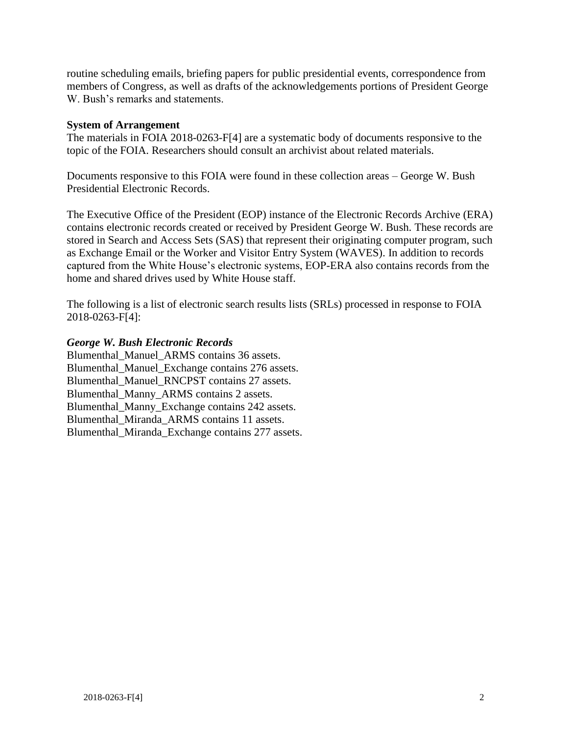routine scheduling emails, briefing papers for public presidential events, correspondence from members of Congress, as well as drafts of the acknowledgements portions of President George W. Bush's remarks and statements.

**System of Arrangement**
The materials in FOIA 2018-0263-F[4] are a systematic body of documents responsive to the topic of the FOIA. Researchers should consult an archivist about related materials.

Documents responsive to this FOIA were found in these collection areas – George W. Bush Presidential Electronic Records.

The Executive Office of the President (EOP) instance of the Electronic Records Archive (ERA) contains electronic records created or received by President George W. Bush. These records are stored in Search and Access Sets (SAS) that represent their originating computer program, such as Exchange Email or the Worker and Visitor Entry System (WAVES). In addition to records captured from the White House's electronic systems, EOP-ERA also contains records from the home and shared drives used by White House staff.

The following is a list of electronic search results lists (SRLs) processed in response to FOIA 2018-0263-F[4]:

***George W. Bush Electronic Records***
Blumenthal_Manuel_ARMS contains 36 assets.
Blumenthal_Manuel_Exchange contains 276 assets.
Blumenthal_Manuel_RNCPST contains 27 assets.
Blumenthal_Manny_ARMS contains 2 assets.
Blumenthal_Manny_Exchange contains 242 assets.
Blumenthal_Miranda_ARMS contains 11 assets.
Blumenthal_Miranda_Exchange contains 277 assets.